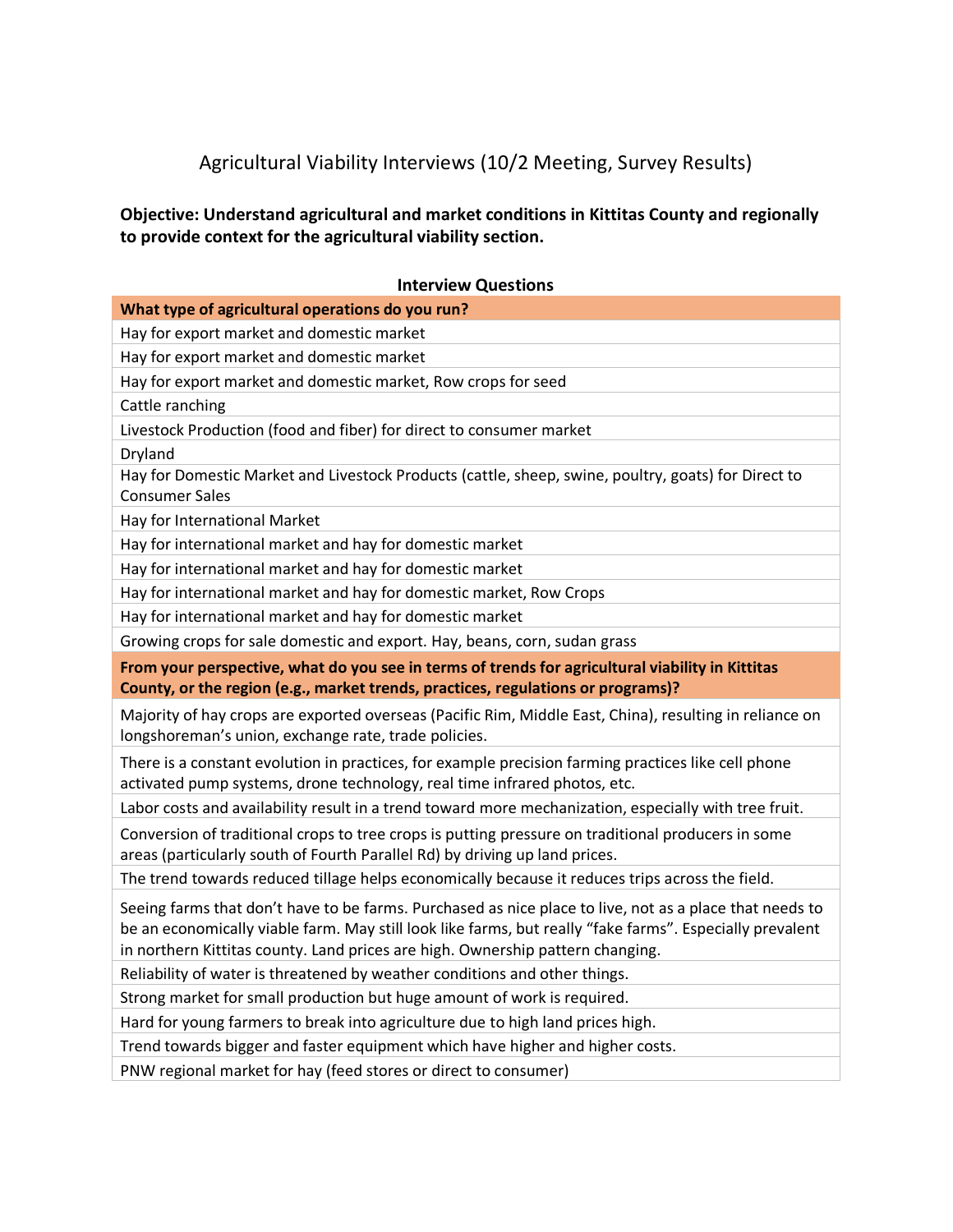# Agricultural Viability Interviews (10/2 Meeting, Survey Results)

**Objective: Understand agricultural and market conditions in Kittitas County and regionally to provide context for the agricultural viability section.**

### Interview Questions

| **What type of agricultural operations do you run?** |
|---|
| Hay for export market and domestic market |
| Hay for export market and domestic market |
| Hay for export market and domestic market, Row crops for seed |
| Cattle ranching |
| Livestock Production (food and fiber) for direct to consumer market |
| Dryland |
| Hay for Domestic Market and Livestock Products (cattle, sheep, swine, poultry, goats) for Direct to Consumer Sales |
| Hay for International Market |
| Hay for international market and hay for domestic market |
| Hay for international market and hay for domestic market |
| Hay for international market and hay for domestic market, Row Crops |
| Hay for international market and hay for domestic market |
| Growing crops for sale domestic and export. Hay, beans, corn, sudan grass |
| **From your perspective, what do you see in terms of trends for agricultural viability in Kittitas County, or the region (e.g., market trends, practices, regulations or programs)?** |
| Majority of hay crops are exported overseas (Pacific Rim, Middle East, China), resulting in reliance on longshoreman's union, exchange rate, trade policies. |
| There is a constant evolution in practices, for example precision farming practices like cell phone activated pump systems, drone technology, real time infrared photos, etc. |
| Labor costs and availability result in a trend toward more mechanization, especially with tree fruit. |
| Conversion of traditional crops to tree crops is putting pressure on traditional producers in some areas (particularly south of Fourth Parallel Rd) by driving up land prices. |
| The trend towards reduced tillage helps economically because it reduces trips across the field. |
| Seeing farms that don't have to be farms. Purchased as nice place to live, not as a place that needs to be an economically viable farm. May still look like farms, but really "fake farms". Especially prevalent in northern Kittitas county. Land prices are high. Ownership pattern changing. |
| Reliability of water is threatened by weather conditions and other things. |
| Strong market for small production but huge amount of work is required. |
| Hard for young farmers to break into agriculture due to high land prices high. |
| Trend towards bigger and faster equipment which have higher and higher costs. |
| PNW regional market for hay (feed stores or direct to consumer) |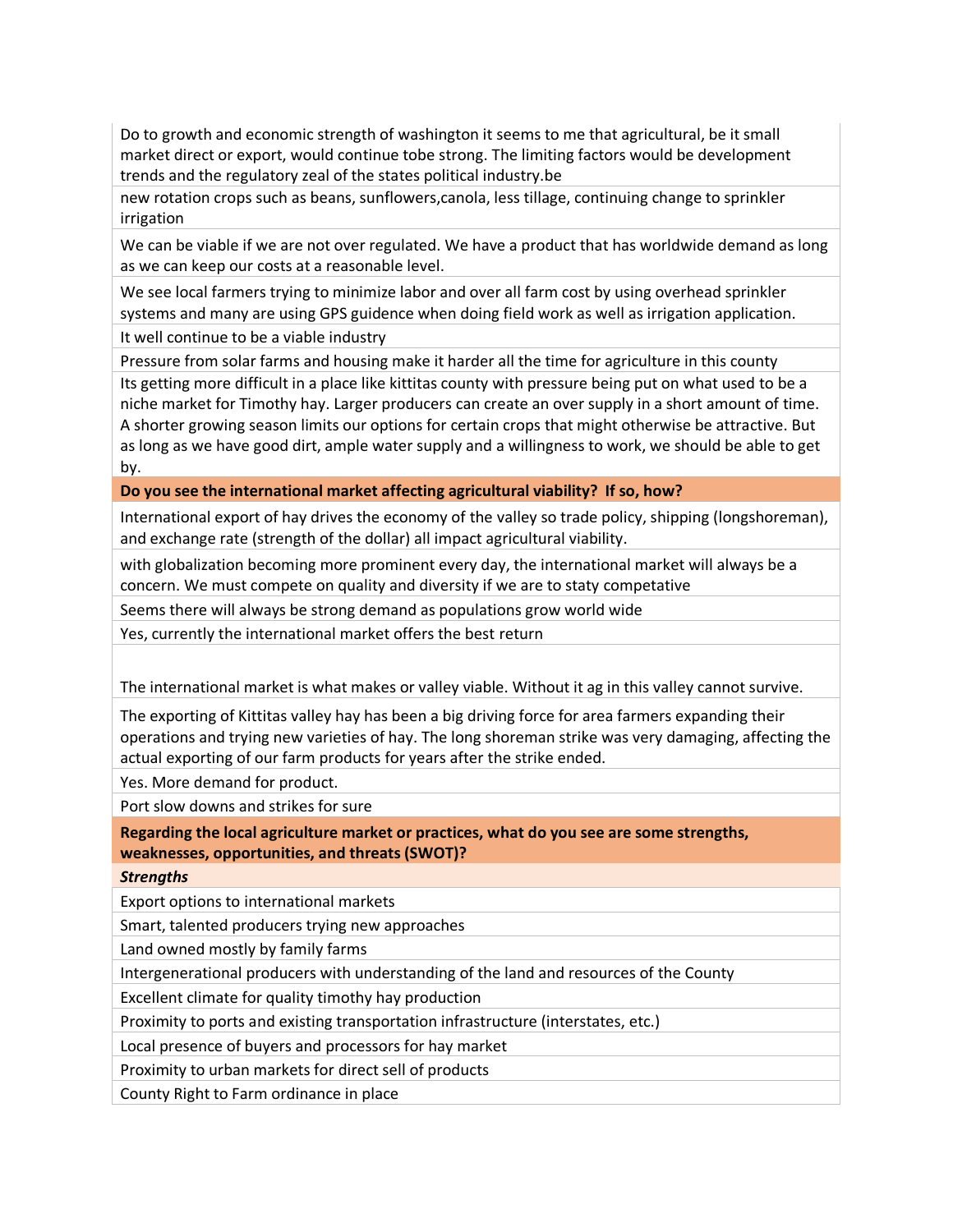Do to growth and economic strength of washington it seems to me that agricultural, be it small market direct or export, would continue tobe strong. The limiting factors would be development trends and the regulatory zeal of the states political industry.be

new rotation crops such as beans, sunflowers,canola, less tillage, continuing change to sprinkler irrigation

We can be viable if we are not over regulated. We have a product that has worldwide demand as long as we can keep our costs at a reasonable level.

We see local farmers trying to minimize labor and over all farm cost by using overhead sprinkler systems and many are using GPS guidence when doing field work as well as irrigation application.

It well continue to be a viable industry

Pressure from solar farms and housing make it harder all the time for agriculture in this county

Its getting more difficult in a place like kittitas county with pressure being put on what used to be a niche market for Timothy hay. Larger producers can create an over supply in a short amount of time. A shorter growing season limits our options for certain crops that might otherwise be attractive. But as long as we have good dirt, ample water supply and a willingness to work, we should be able to get by.

**Do you see the international market affecting agricultural viability? If so, how?**

International export of hay drives the economy of the valley so trade policy, shipping (longshoreman), and exchange rate (strength of the dollar) all impact agricultural viability.

with globalization becoming more prominent every day, the international market will always be a concern. We must compete on quality and diversity if we are to staty competative

Seems there will always be strong demand as populations grow world wide

Yes, currently the international market offers the best return

The international market is what makes or valley viable. Without it ag in this valley cannot survive.

The exporting of Kittitas valley hay has been a big driving force for area farmers expanding their operations and trying new varieties of hay. The long shoreman strike was very damaging, affecting the actual exporting of our farm products for years after the strike ended.

Yes. More demand for product.

Port slow downs and strikes for sure

**Regarding the local agriculture market or practices, what do you see are some strengths, weaknesses, opportunities, and threats (SWOT)?**

***Strengths***

Export options to international markets

Smart, talented producers trying new approaches

Land owned mostly by family farms

Intergenerational producers with understanding of the land and resources of the County

Excellent climate for quality timothy hay production

Proximity to ports and existing transportation infrastructure (interstates, etc.)

Local presence of buyers and processors for hay market

Proximity to urban markets for direct sell of products

County Right to Farm ordinance in place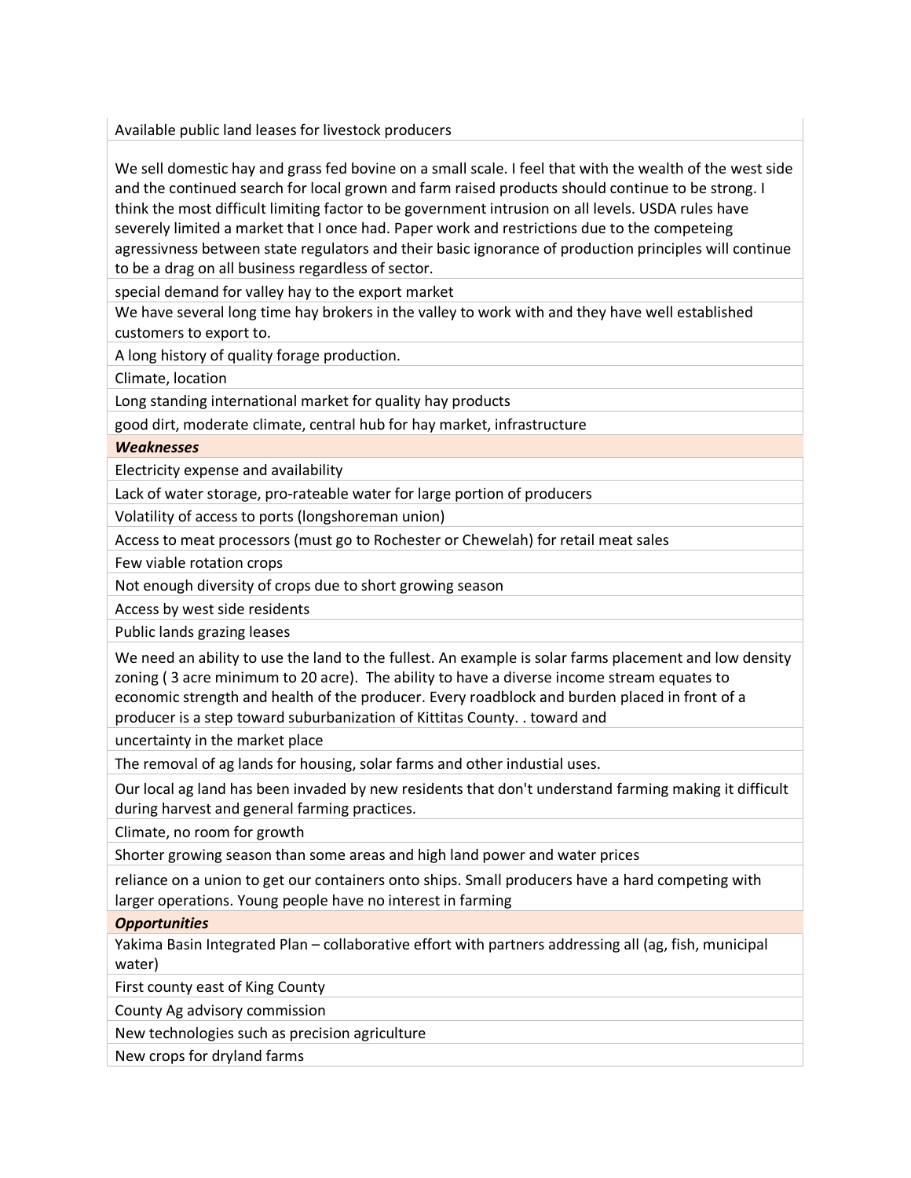| |
|---|
| Available public land leases for livestock producers |
| We sell domestic hay and grass fed bovine on a small scale. I feel that with the wealth of the west side and the continued search for local grown and farm raised products should continue to be strong. I think the most difficult limiting factor to be government intrusion on all levels. USDA rules have severely limited a market that I once had. Paper work and restrictions due to the competeing agressivness between state regulators and their basic ignorance of production principles will continue to be a drag on all business regardless of sector. |
| special demand for valley hay to the export market |
| We have several long time hay brokers in the valley to work with and they have well established customers to export to. |
| A long history of quality forage production. |
| Climate, location |
| Long standing international market for quality hay products |
| good dirt, moderate climate, central hub for hay market, infrastructure |
| ***Weaknesses*** |
| Electricity expense and availability |
| Lack of water storage, pro-rateable water for large portion of producers |
| Volatility of access to ports (longshoreman union) |
| Access to meat processors (must go to Rochester or Chewelah) for retail meat sales |
| Few viable rotation crops |
| Not enough diversity of crops due to short growing season |
| Access by west side residents |
| Public lands grazing leases |
| We need an ability to use the land to the fullest. An example is solar farms placement and low density zoning ( 3 acre minimum to 20 acre). The ability to have a diverse income stream equates to economic strength and health of the producer. Every roadblock and burden placed in front of a producer is a step toward suburbanization of Kittitas County. . toward and |
| uncertainty in the market place |
| The removal of ag lands for housing, solar farms and other industial uses. |
| Our local ag land has been invaded by new residents that don't understand farming making it difficult during harvest and general farming practices. |
| Climate, no room for growth |
| Shorter growing season than some areas and high land power and water prices |
| reliance on a union to get our containers onto ships. Small producers have a hard competing with larger operations. Young people have no interest in farming |
| ***Opportunities*** |
| Yakima Basin Integrated Plan – collaborative effort with partners addressing all (ag, fish, municipal water) |
| First county east of King County |
| County Ag advisory commission |
| New technologies such as precision agriculture |
| New crops for dryland farms |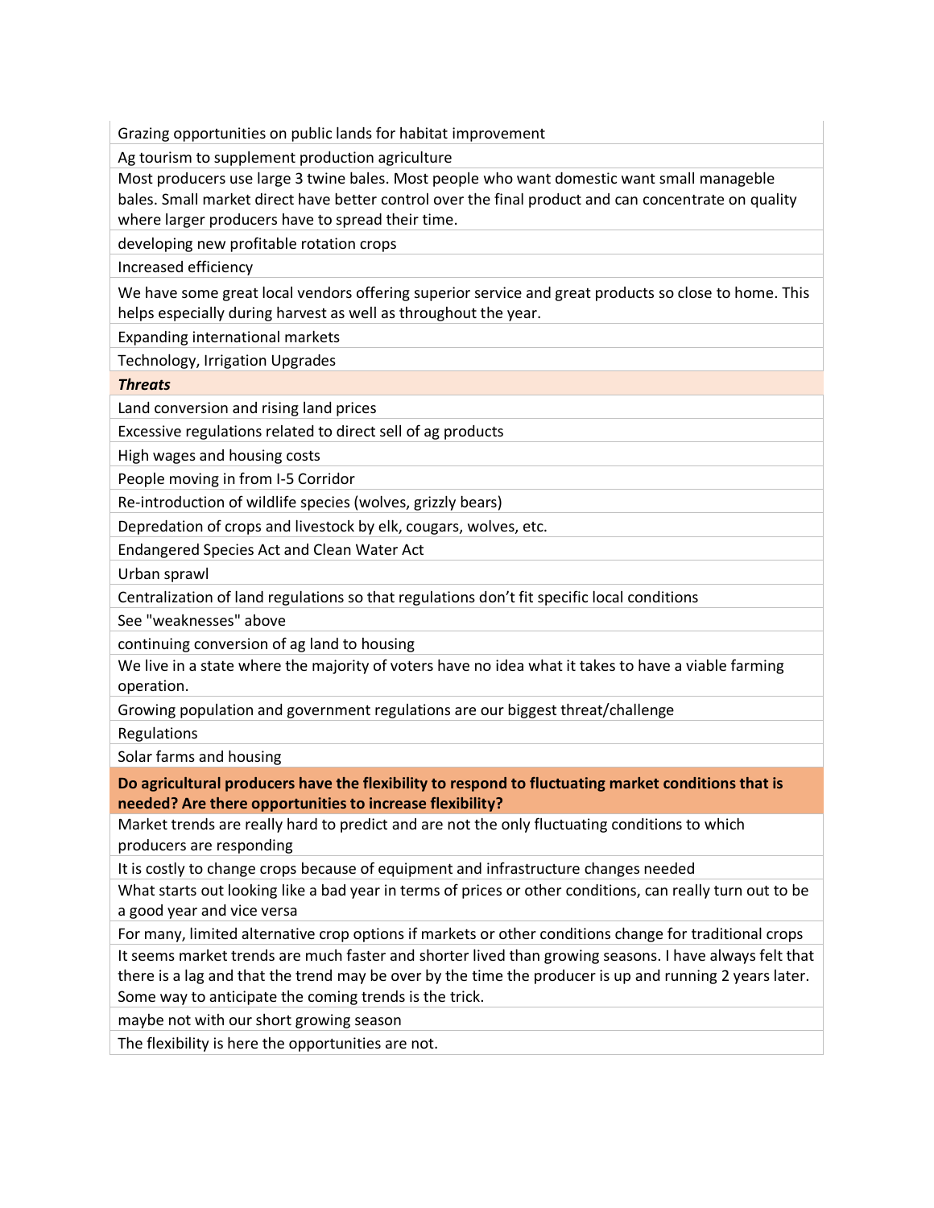| |
|---|
| Grazing opportunities on public lands for habitat improvement |
| Ag tourism to supplement production agriculture |
| Most producers use large 3 twine bales. Most people who want domestic want small manageble bales. Small market direct have better control over the final product and can concentrate on quality where larger producers have to spread their time. |
| developing new profitable rotation crops |
| Increased efficiency |
| We have some great local vendors offering superior service and great products so close to home. This helps especially during harvest as well as throughout the year. |
| Expanding international markets |
| Technology, Irrigation Upgrades |
| ***Threats*** |
| Land conversion and rising land prices |
| Excessive regulations related to direct sell of ag products |
| High wages and housing costs |
| People moving in from I-5 Corridor |
| Re-introduction of wildlife species (wolves, grizzly bears) |
| Depredation of crops and livestock by elk, cougars, wolves, etc. |
| Endangered Species Act and Clean Water Act |
| Urban sprawl |
| Centralization of land regulations so that regulations don't fit specific local conditions |
| See "weaknesses" above |
| continuing conversion of ag land to housing |
| We live in a state where the majority of voters have no idea what it takes to have a viable farming operation. |
| Growing population and government regulations are our biggest threat/challenge |
| Regulations |
| Solar farms and housing |
| **Do agricultural producers have the flexibility to respond to fluctuating market conditions that is needed? Are there opportunities to increase flexibility?** |
| Market trends are really hard to predict and are not the only fluctuating conditions to which producers are responding |
| It is costly to change crops because of equipment and infrastructure changes needed |
| What starts out looking like a bad year in terms of prices or other conditions, can really turn out to be a good year and vice versa |
| For many, limited alternative crop options if markets or other conditions change for traditional crops |
| It seems market trends are much faster and shorter lived than growing seasons. I have always felt that there is a lag and that the trend may be over by the time the producer is up and running 2 years later. Some way to anticipate the coming trends is the trick. |
| maybe not with our short growing season |
| The flexibility is here the opportunities are not. |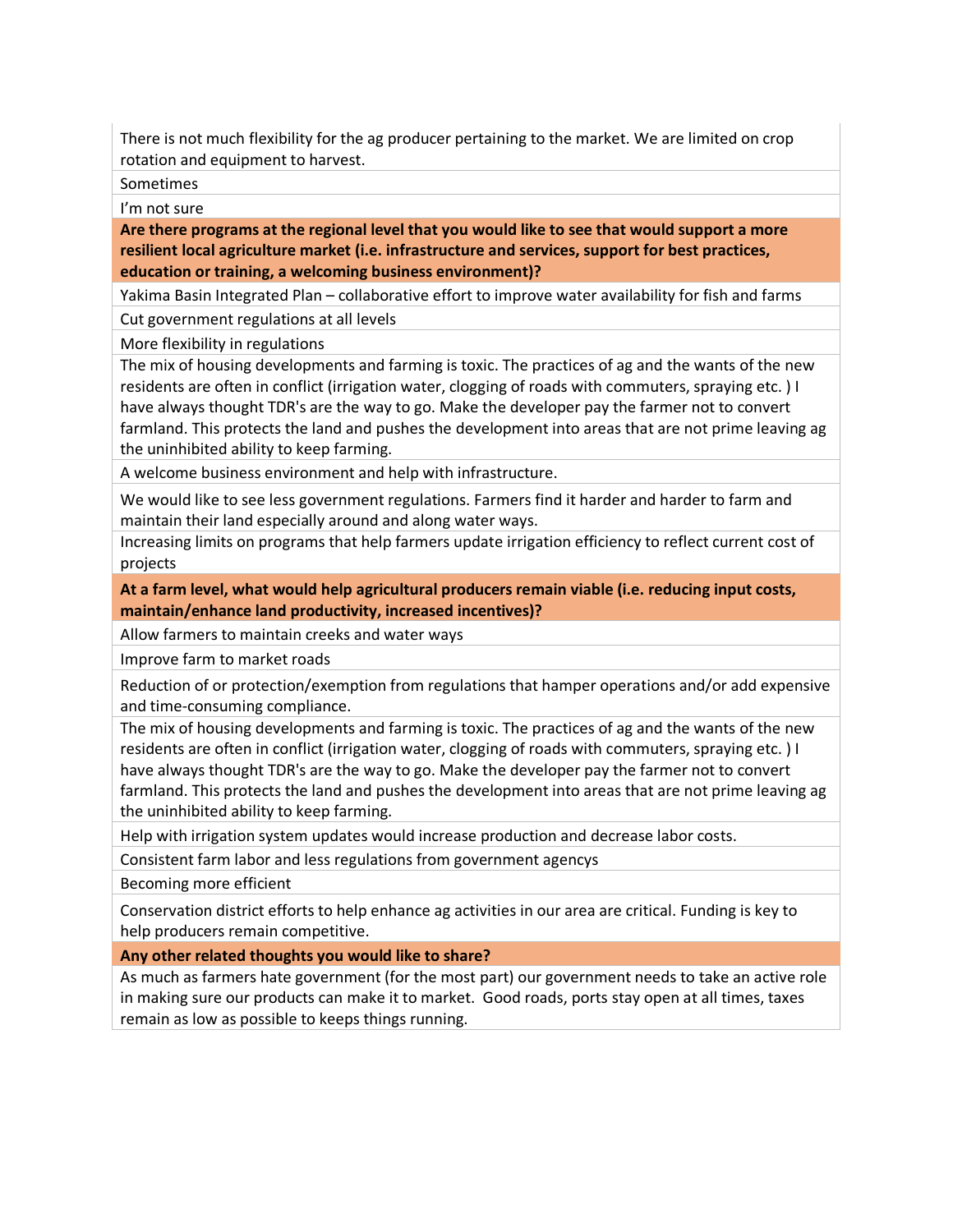| |
|---|
| There is not much flexibility for the ag producer pertaining to the market. We are limited on crop rotation and equipment to harvest. |
| Sometimes |
| I'm not sure |
| **Are there programs at the regional level that you would like to see that would support a more resilient local agriculture market (i.e. infrastructure and services, support for best practices, education or training, a welcoming business environment)?** |
| Yakima Basin Integrated Plan – collaborative effort to improve water availability for fish and farms |
| Cut government regulations at all levels |
| More flexibility in regulations |
| The mix of housing developments and farming is toxic. The practices of ag and the wants of the new residents are often in conflict (irrigation water, clogging of roads with commuters, spraying etc. ) I have always thought TDR's are the way to go. Make the developer pay the farmer not to convert farmland. This protects the land and pushes the development into areas that are not prime leaving ag the uninhibited ability to keep farming. |
| A welcome business environment and help with infrastructure. |
| We would like to see less government regulations. Farmers find it harder and harder to farm and maintain their land especially around and along water ways. |
| Increasing limits on programs that help farmers update irrigation efficiency to reflect current cost of projects |
| **At a farm level, what would help agricultural producers remain viable (i.e. reducing input costs, maintain/enhance land productivity, increased incentives)?** |
| Allow farmers to maintain creeks and water ways |
| Improve farm to market roads |
| Reduction of or protection/exemption from regulations that hamper operations and/or add expensive and time-consuming compliance. |
| The mix of housing developments and farming is toxic. The practices of ag and the wants of the new residents are often in conflict (irrigation water, clogging of roads with commuters, spraying etc. ) I have always thought TDR's are the way to go. Make the developer pay the farmer not to convert farmland. This protects the land and pushes the development into areas that are not prime leaving ag the uninhibited ability to keep farming. |
| Help with irrigation system updates would increase production and decrease labor costs. |
| Consistent farm labor and less regulations from government agencys |
| Becoming more efficient |
| Conservation district efforts to help enhance ag activities in our area are critical. Funding is key to help producers remain competitive. |
| **Any other related thoughts you would like to share?** |
| As much as farmers hate government (for the most part) our government needs to take an active role in making sure our products can make it to market. Good roads, ports stay open at all times, taxes remain as low as possible to keeps things running. |